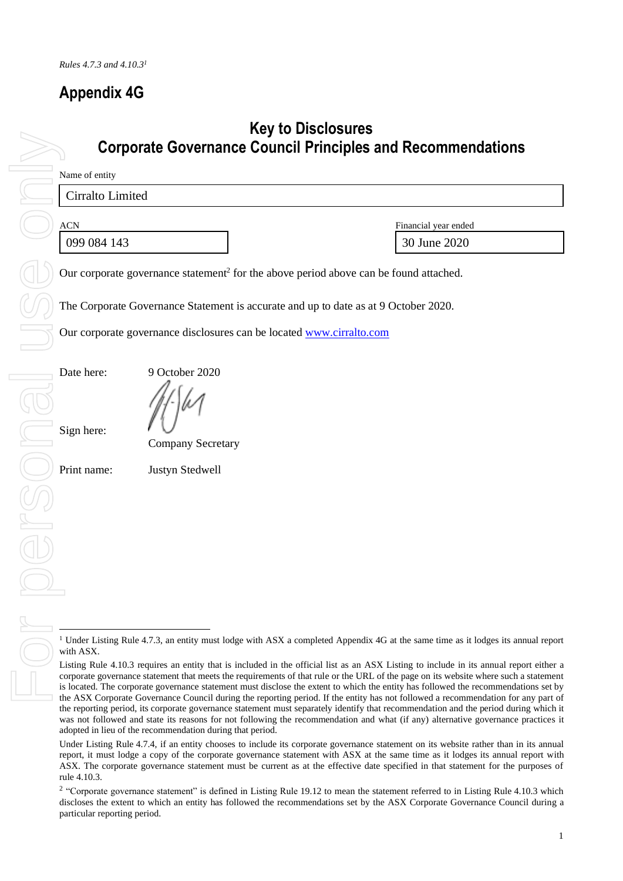*Rules 4.7.3 and 4.10.3*[1]

# Appendix 4G

## Key to Disclosures
## Corporate Governance Council Principles and Recommendations

Name of entity

| Cirralto Limited |
|---|

| ACN | Financial year ended |
|---|---|
| 099 084 143 | 30 June 2020 |

Our corporate governance statement[2] for the above period above can be found attached.

The Corporate Governance Statement is accurate and up to date as at 9 October 2020.

Our corporate governance disclosures can be located [www.cirralto.com](http://www.cirralto.com)

Date here: 9 October 2020

Sign here: Company Secretary

Print name: Justyn Stedwell

---

[1] Under Listing Rule 4.7.3, an entity must lodge with ASX a completed Appendix 4G at the same time as it lodges its annual report with ASX.

Listing Rule 4.10.3 requires an entity that is included in the official list as an ASX Listing to include in its annual report either a corporate governance statement that meets the requirements of that rule or the URL of the page on its website where such a statement is located. The corporate governance statement must disclose the extent to which the entity has followed the recommendations set by the ASX Corporate Governance Council during the reporting period. If the entity has not followed a recommendation for any part of the reporting period, its corporate governance statement must separately identify that recommendation and the period during which it was not followed and state its reasons for not following the recommendation and what (if any) alternative governance practices it adopted in lieu of the recommendation during that period.

Under Listing Rule 4.7.4, if an entity chooses to include its corporate governance statement on its website rather than in its annual report, it must lodge a copy of the corporate governance statement with ASX at the same time as it lodges its annual report with ASX. The corporate governance statement must be current as at the effective date specified in that statement for the purposes of rule 4.10.3.

[2] "Corporate governance statement" is defined in Listing Rule 19.12 to mean the statement referred to in Listing Rule 4.10.3 which discloses the extent to which an entity has followed the recommendations set by the ASX Corporate Governance Council during a particular reporting period.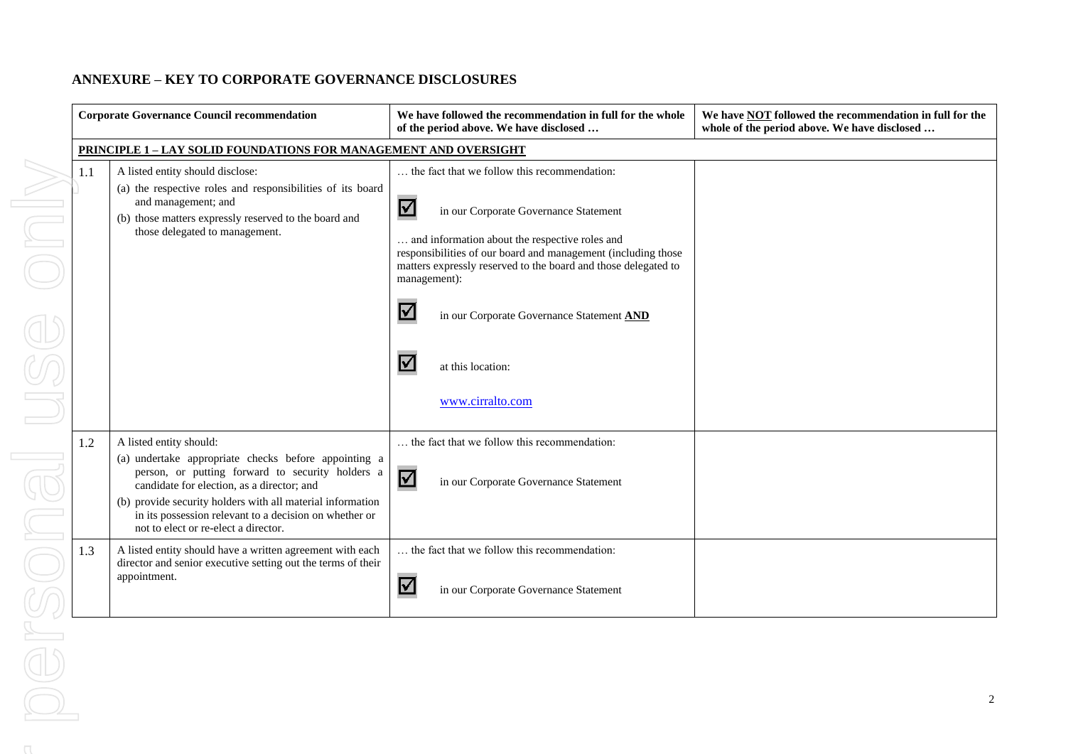## ANNEXURE – KEY TO CORPORATE GOVERNANCE DISCLOSURES

| Corporate Governance Council recommendation | | We have followed the recommendation in full for the whole of the period above. We have disclosed … | We have NOT followed the recommendation in full for the whole of the period above. We have disclosed … |
|---|---|---|---|
| **PRINCIPLE 1 – LAY SOLID FOUNDATIONS FOR MANAGEMENT AND OVERSIGHT** | | | |
| 1.1 | A listed entity should disclose:<br>(a) the respective roles and responsibilities of its board and management; and<br>(b) those matters expressly reserved to the board and those delegated to management. | … the fact that we follow this recommendation:<br>☑ in our Corporate Governance Statement<br>… and information about the respective roles and responsibilities of our board and management (including those matters expressly reserved to the board and those delegated to management):<br>☑ in our Corporate Governance Statement **AND**<br>☑ at this location:<br>www.cirralto.com | |
| 1.2 | A listed entity should:<br>(a) undertake appropriate checks before appointing a person, or putting forward to security holders a candidate for election, as a director; and<br>(b) provide security holders with all material information in its possession relevant to a decision on whether or not to elect or re-elect a director. | … the fact that we follow this recommendation:<br>☑ in our Corporate Governance Statement | |
| 1.3 | A listed entity should have a written agreement with each director and senior executive setting out the terms of their appointment. | … the fact that we follow this recommendation:<br>☑ in our Corporate Governance Statement | |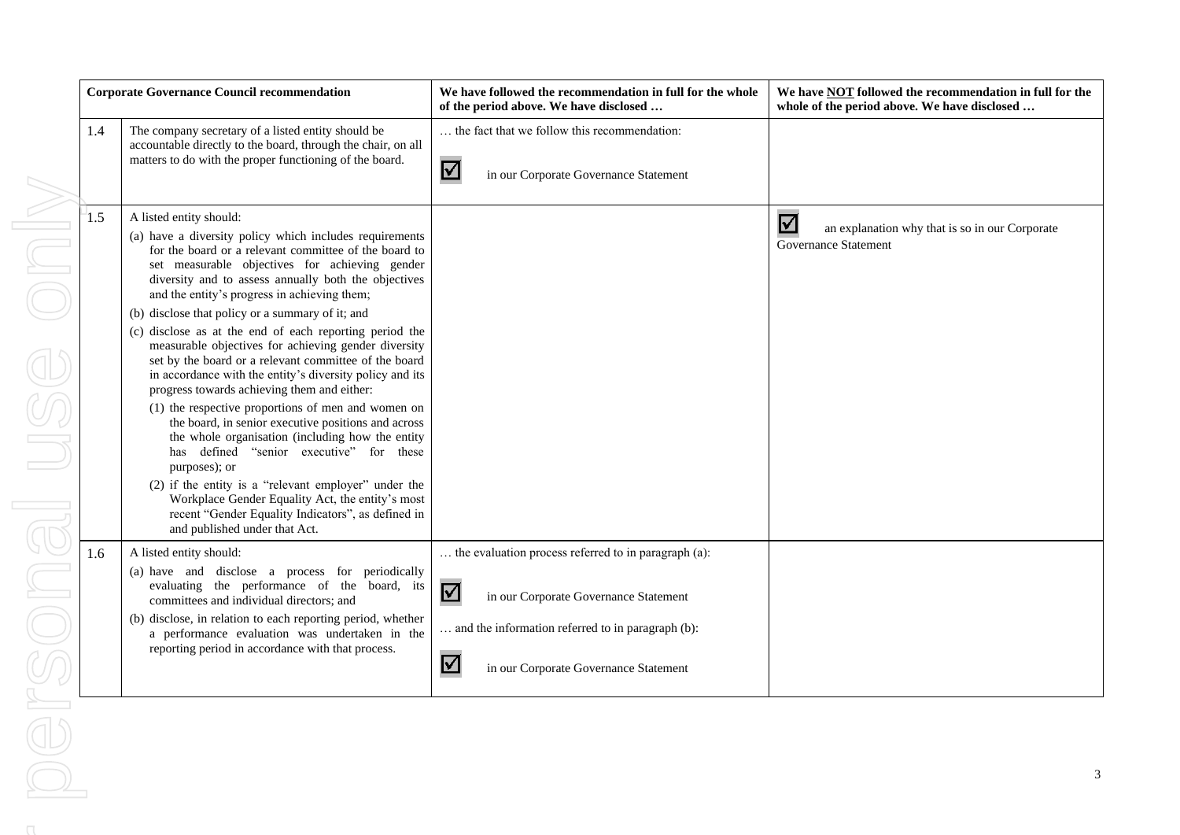| | Corporate Governance Council recommendation | We have followed the recommendation in full for the whole of the period above. We have disclosed … | We have NOT followed the recommendation in full for the whole of the period above. We have disclosed … |
|---|---|---|---|
| 1.4 | The company secretary of a listed entity should be accountable directly to the board, through the chair, on all matters to do with the proper functioning of the board. | … the fact that we follow this recommendation:<br>☑ in our Corporate Governance Statement | |
| 1.5 | A listed entity should:<br>(a) have a diversity policy which includes requirements for the board or a relevant committee of the board to set measurable objectives for achieving gender diversity and to assess annually both the objectives and the entity's progress in achieving them;<br>(b) disclose that policy or a summary of it; and<br>(c) disclose as at the end of each reporting period the measurable objectives for achieving gender diversity set by the board or a relevant committee of the board in accordance with the entity's diversity policy and its progress towards achieving them and either:<br>(1) the respective proportions of men and women on the board, in senior executive positions and across the whole organisation (including how the entity has defined "senior executive" for these purposes); or<br>(2) if the entity is a "relevant employer" under the Workplace Gender Equality Act, the entity's most recent "Gender Equality Indicators", as defined in and published under that Act. | | ☑ an explanation why that is so in our Corporate Governance Statement |
| 1.6 | A listed entity should:<br>(a) have and disclose a process for periodically evaluating the performance of the board, its committees and individual directors; and<br>(b) disclose, in relation to each reporting period, whether a performance evaluation was undertaken in the reporting period in accordance with that process. | … the evaluation process referred to in paragraph (a):<br>☑ in our Corporate Governance Statement<br>… and the information referred to in paragraph (b):<br>☑ in our Corporate Governance Statement | |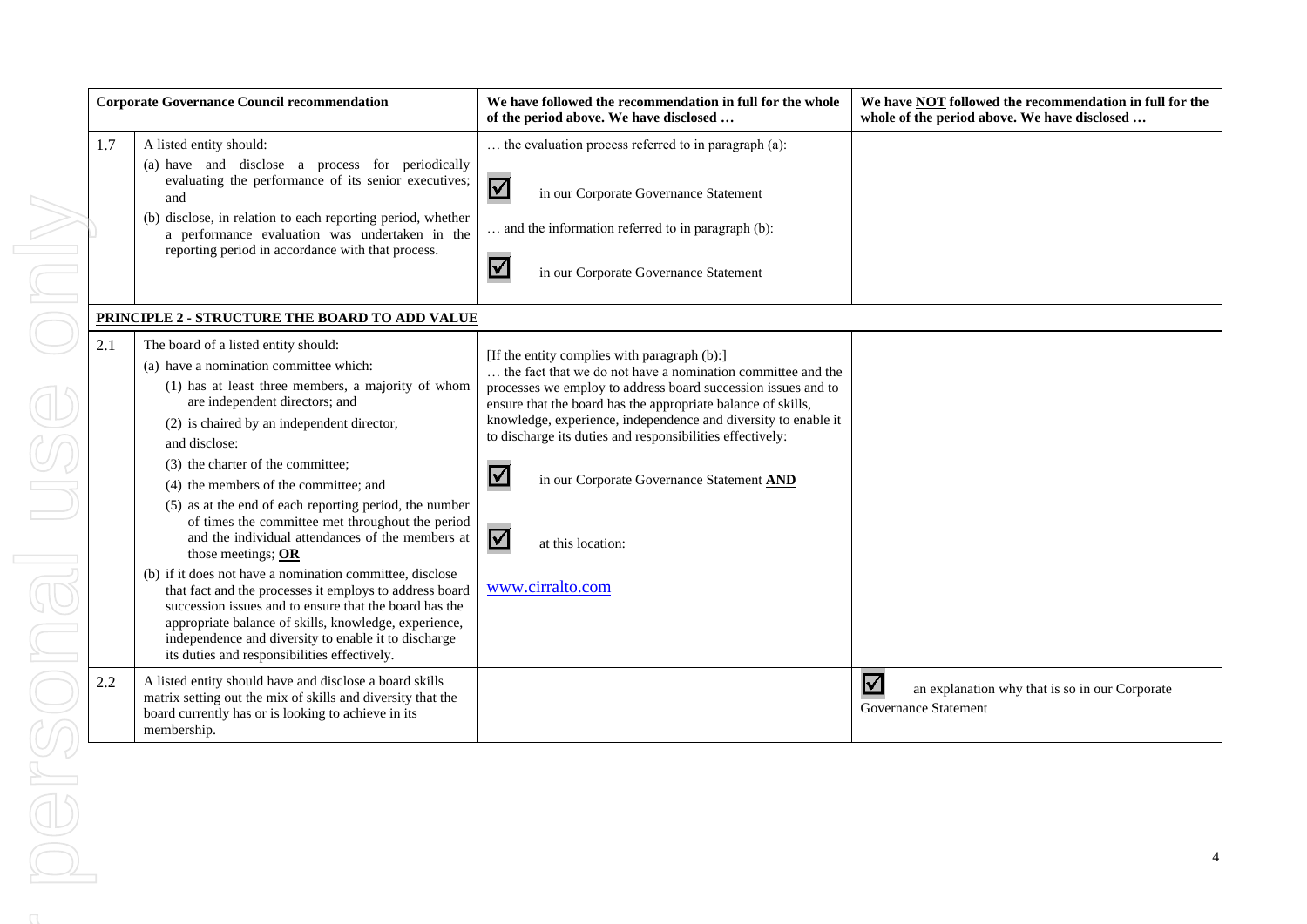| | Corporate Governance Council recommendation | We have followed the recommendation in full for the whole of the period above. We have disclosed … | We have NOT followed the recommendation in full for the whole of the period above. We have disclosed … |
|---|---|---|---|
| 1.7 | A listed entity should:<br>(a) have and disclose a process for periodically evaluating the performance of its senior executives; and<br>(b) disclose, in relation to each reporting period, whether a performance evaluation was undertaken in the reporting period in accordance with that process. | … the evaluation process referred to in paragraph (a):<br>☑ in our Corporate Governance Statement<br>… and the information referred to in paragraph (b):<br>☑ in our Corporate Governance Statement | |
| **PRINCIPLE 2 - STRUCTURE THE BOARD TO ADD VALUE** | | | |
| 2.1 | The board of a listed entity should:<br>(a) have a nomination committee which:<br>(1) has at least three members, a majority of whom are independent directors; and<br>(2) is chaired by an independent director,<br>and disclose:<br>(3) the charter of the committee;<br>(4) the members of the committee; and<br>(5) as at the end of each reporting period, the number of times the committee met throughout the period and the individual attendances of the members at those meetings; **OR**<br>(b) if it does not have a nomination committee, disclose that fact and the processes it employs to address board succession issues and to ensure that the board has the appropriate balance of skills, knowledge, experience, independence and diversity to enable it to discharge its duties and responsibilities effectively. | [If the entity complies with paragraph (b):]<br>… the fact that we do not have a nomination committee and the processes we employ to address board succession issues and to ensure that the board has the appropriate balance of skills, knowledge, experience, independence and diversity to enable it to discharge its duties and responsibilities effectively:<br>☑ in our Corporate Governance Statement **AND**<br>☑ at this location:<br>www.cirralto.com | |
| 2.2 | A listed entity should have and disclose a board skills matrix setting out the mix of skills and diversity that the board currently has or is looking to achieve in its membership. | | ☑ an explanation why that is so in our Corporate Governance Statement |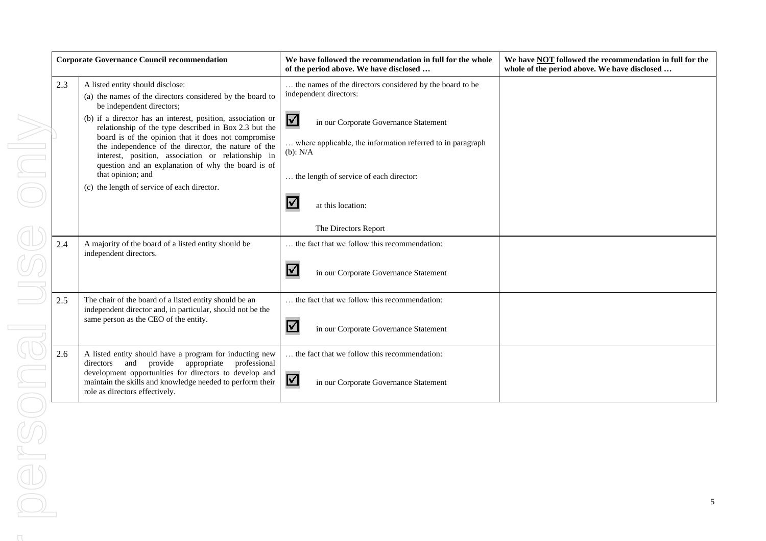| Corporate Governance Council recommendation | | We have followed the recommendation in full for the whole of the period above. We have disclosed … | We have NOT followed the recommendation in full for the whole of the period above. We have disclosed … |
|---|---|---|---|
| 2.3 | A listed entity should disclose:<br>(a) the names of the directors considered by the board to be independent directors;<br>(b) if a director has an interest, position, association or relationship of the type described in Box 2.3 but the board is of the opinion that it does not compromise the independence of the director, the nature of the interest, position, association or relationship in question and an explanation of why the board is of that opinion; and<br>(c) the length of service of each director. | … the names of the directors considered by the board to be independent directors:<br>☑ in our Corporate Governance Statement<br>… where applicable, the information referred to in paragraph (b): N/A<br>… the length of service of each director:<br>☑ at this location:<br>The Directors Report | |
| 2.4 | A majority of the board of a listed entity should be independent directors. | … the fact that we follow this recommendation:<br>☑ in our Corporate Governance Statement | |
| 2.5 | The chair of the board of a listed entity should be an independent director and, in particular, should not be the same person as the CEO of the entity. | … the fact that we follow this recommendation:<br>☑ in our Corporate Governance Statement | |
| 2.6 | A listed entity should have a program for inducting new directors and provide appropriate professional development opportunities for directors to develop and maintain the skills and knowledge needed to perform their role as directors effectively. | … the fact that we follow this recommendation:<br>☑ in our Corporate Governance Statement | |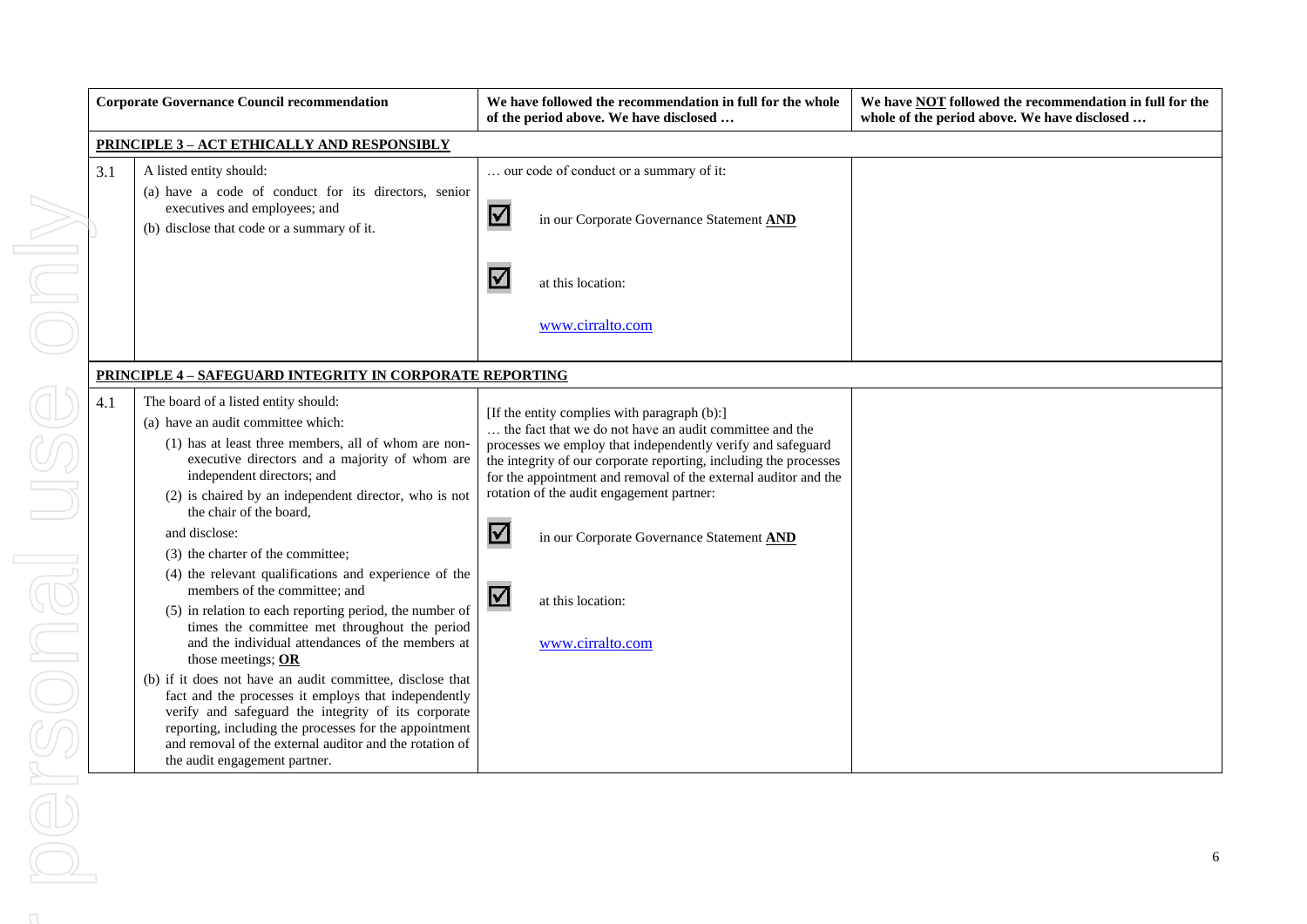| | Corporate Governance Council recommendation | We have followed the recommendation in full for the whole of the period above. We have disclosed … | We have NOT followed the recommendation in full for the whole of the period above. We have disclosed … |
|---|---|---|---|
| **PRINCIPLE 3 – ACT ETHICALLY AND RESPONSIBLY** | | | |
| 3.1 | A listed entity should:<br>(a) have a code of conduct for its directors, senior executives and employees; and<br>(b) disclose that code or a summary of it. | … our code of conduct or a summary of it:<br>☑ in our Corporate Governance Statement **AND**<br>☑ at this location:<br>www.cirralto.com | |
| **PRINCIPLE 4 – SAFEGUARD INTEGRITY IN CORPORATE REPORTING** | | | |
| 4.1 | The board of a listed entity should:<br>(a) have an audit committee which:<br>(1) has at least three members, all of whom are non-executive directors and a majority of whom are independent directors; and<br>(2) is chaired by an independent director, who is not the chair of the board,<br>and disclose:<br>(3) the charter of the committee;<br>(4) the relevant qualifications and experience of the members of the committee; and<br>(5) in relation to each reporting period, the number of times the committee met throughout the period and the individual attendances of the members at those meetings; **OR**<br>(b) if it does not have an audit committee, disclose that fact and the processes it employs that independently verify and safeguard the integrity of its corporate reporting, including the processes for the appointment and removal of the external auditor and the rotation of the audit engagement partner. | [If the entity complies with paragraph (b):]<br>… the fact that we do not have an audit committee and the processes we employ that independently verify and safeguard the integrity of our corporate reporting, including the processes for the appointment and removal of the external auditor and the rotation of the audit engagement partner:<br>☑ in our Corporate Governance Statement **AND**<br>☑ at this location:<br>www.cirralto.com | |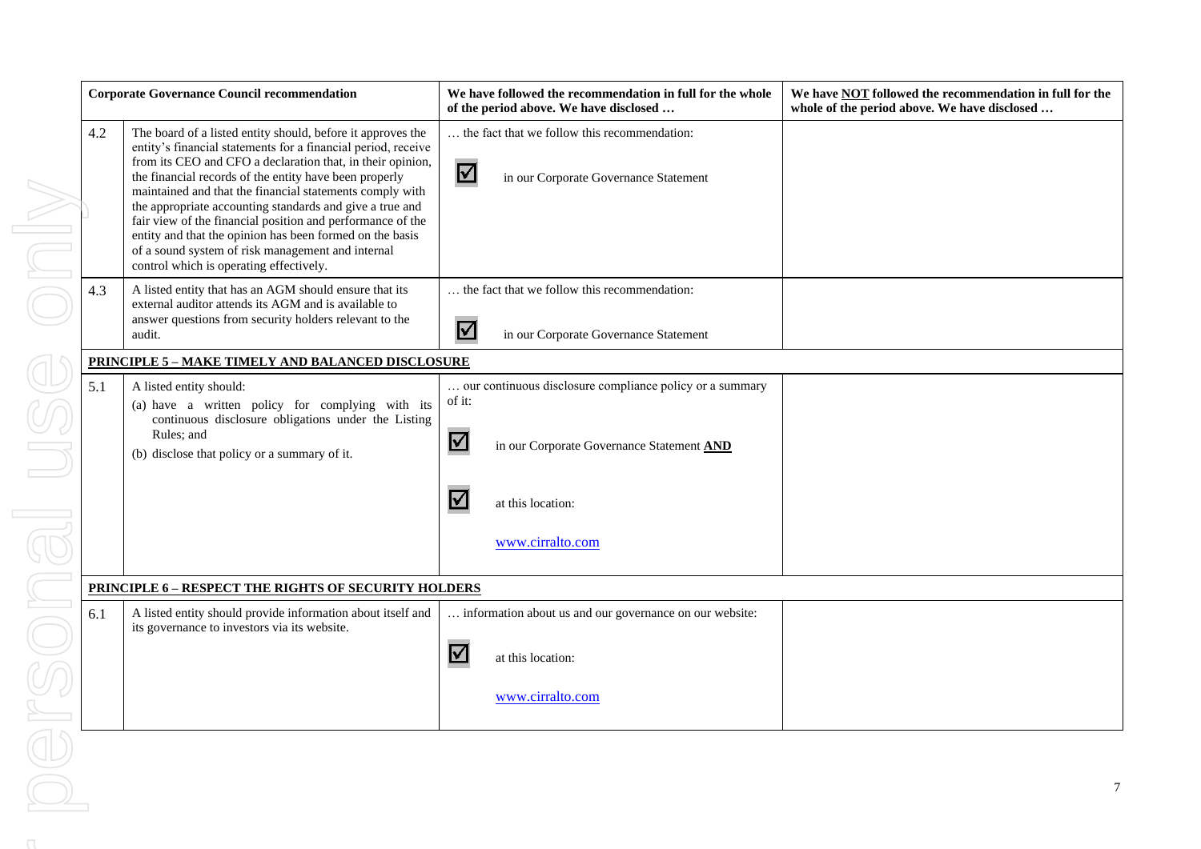| | Corporate Governance Council recommendation | We have followed the recommendation in full for the whole of the period above. We have disclosed … | We have NOT followed the recommendation in full for the whole of the period above. We have disclosed … |
|---|---|---|---|
| 4.2 | The board of a listed entity should, before it approves the entity's financial statements for a financial period, receive from its CEO and CFO a declaration that, in their opinion, the financial records of the entity have been properly maintained and that the financial statements comply with the appropriate accounting standards and give a true and fair view of the financial position and performance of the entity and that the opinion has been formed on the basis of a sound system of risk management and internal control which is operating effectively. | … the fact that we follow this recommendation:<br><br>☑ in our Corporate Governance Statement | |
| 4.3 | A listed entity that has an AGM should ensure that its external auditor attends its AGM and is available to answer questions from security holders relevant to the audit. | … the fact that we follow this recommendation:<br><br>☑ in our Corporate Governance Statement | |
| **PRINCIPLE 5 – MAKE TIMELY AND BALANCED DISCLOSURE** | | | |
| 5.1 | A listed entity should:<br>(a) have a written policy for complying with its continuous disclosure obligations under the Listing Rules; and<br>(b) disclose that policy or a summary of it. | … our continuous disclosure compliance policy or a summary of it:<br><br>☑ in our Corporate Governance Statement **AND**<br><br>☑ at this location:<br><br>www.cirralto.com | |
| **PRINCIPLE 6 – RESPECT THE RIGHTS OF SECURITY HOLDERS** | | | |
| 6.1 | A listed entity should provide information about itself and its governance to investors via its website. | … information about us and our governance on our website:<br><br>☑ at this location:<br><br>www.cirralto.com | |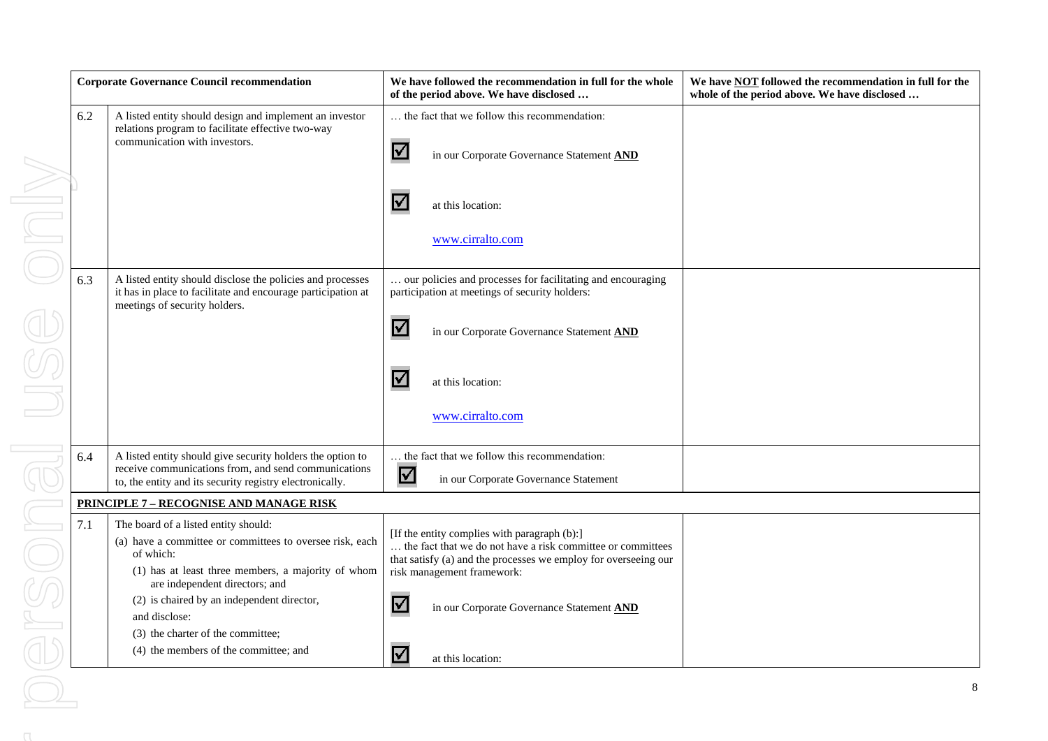| Corporate Governance Council recommendation | | We have followed the recommendation in full for the whole of the period above. We have disclosed … | We have NOT followed the recommendation in full for the whole of the period above. We have disclosed … |
|---|---|---|---|
| 6.2 | A listed entity should design and implement an investor relations program to facilitate effective two-way communication with investors. | … the fact that we follow this recommendation:<br><br>☑ in our Corporate Governance Statement **AND**<br><br>☑ at this location:<br><br>www.cirralto.com | |
| 6.3 | A listed entity should disclose the policies and processes it has in place to facilitate and encourage participation at meetings of security holders. | … our policies and processes for facilitating and encouraging participation at meetings of security holders:<br><br>☑ in our Corporate Governance Statement **AND**<br><br>☑ at this location:<br><br>www.cirralto.com | |
| 6.4 | A listed entity should give security holders the option to receive communications from, and send communications to, the entity and its security registry electronically. | … the fact that we follow this recommendation:<br><br>☑ in our Corporate Governance Statement | |
| **PRINCIPLE 7 – RECOGNISE AND MANAGE RISK** | | | |
| 7.1 | The board of a listed entity should:<br>(a) have a committee or committees to oversee risk, each of which:<br>(1) has at least three members, a majority of whom are independent directors; and<br>(2) is chaired by an independent director,<br>and disclose:<br>(3) the charter of the committee;<br>(4) the members of the committee; and | [If the entity complies with paragraph (b):]<br>… the fact that we do not have a risk committee or committees that satisfy (a) and the processes we employ for overseeing our risk management framework:<br><br>☑ in our Corporate Governance Statement **AND**<br><br>☑ at this location: | |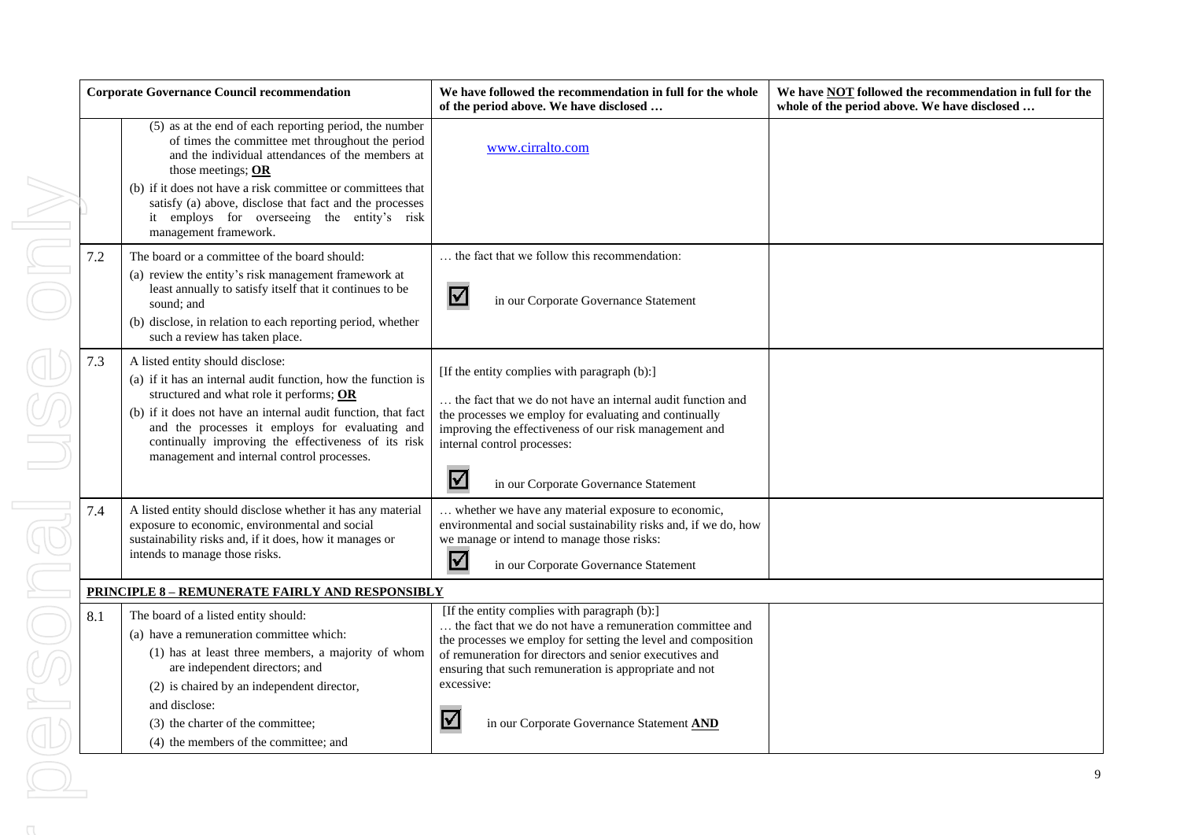| Corporate Governance Council recommendation | | We have followed the recommendation in full for the whole of the period above. We have disclosed … | We have NOT followed the recommendation in full for the whole of the period above. We have disclosed … |
|---|---|---|---|
| | (5) as at the end of each reporting period, the number of times the committee met throughout the period and the individual attendances of the members at those meetings; **OR**<br>(b) if it does not have a risk committee or committees that satisfy (a) above, disclose that fact and the processes it employs for overseeing the entity's risk management framework. | www.cirralto.com | |
| 7.2 | The board or a committee of the board should:<br>(a) review the entity's risk management framework at least annually to satisfy itself that it continues to be sound; and<br>(b) disclose, in relation to each reporting period, whether such a review has taken place. | … the fact that we follow this recommendation:<br>☑ in our Corporate Governance Statement | |
| 7.3 | A listed entity should disclose:<br>(a) if it has an internal audit function, how the function is structured and what role it performs; **OR**<br>(b) if it does not have an internal audit function, that fact and the processes it employs for evaluating and continually improving the effectiveness of its risk management and internal control processes. | [If the entity complies with paragraph (b):]<br>… the fact that we do not have an internal audit function and the processes we employ for evaluating and continually improving the effectiveness of our risk management and internal control processes:<br>☑ in our Corporate Governance Statement | |
| 7.4 | A listed entity should disclose whether it has any material exposure to economic, environmental and social sustainability risks and, if it does, how it manages or intends to manage those risks. | … whether we have any material exposure to economic, environmental and social sustainability risks and, if we do, how we manage or intend to manage those risks:<br>☑ in our Corporate Governance Statement | |
| **PRINCIPLE 8 – REMUNERATE FAIRLY AND RESPONSIBLY** | | | |
| 8.1 | The board of a listed entity should:<br>(a) have a remuneration committee which:<br>(1) has at least three members, a majority of whom are independent directors; and<br>(2) is chaired by an independent director,<br>and disclose:<br>(3) the charter of the committee;<br>(4) the members of the committee; and | [If the entity complies with paragraph (b):]<br>… the fact that we do not have a remuneration committee and the processes we employ for setting the level and composition of remuneration for directors and senior executives and ensuring that such remuneration is appropriate and not excessive:<br>☑ in our Corporate Governance Statement **AND** | |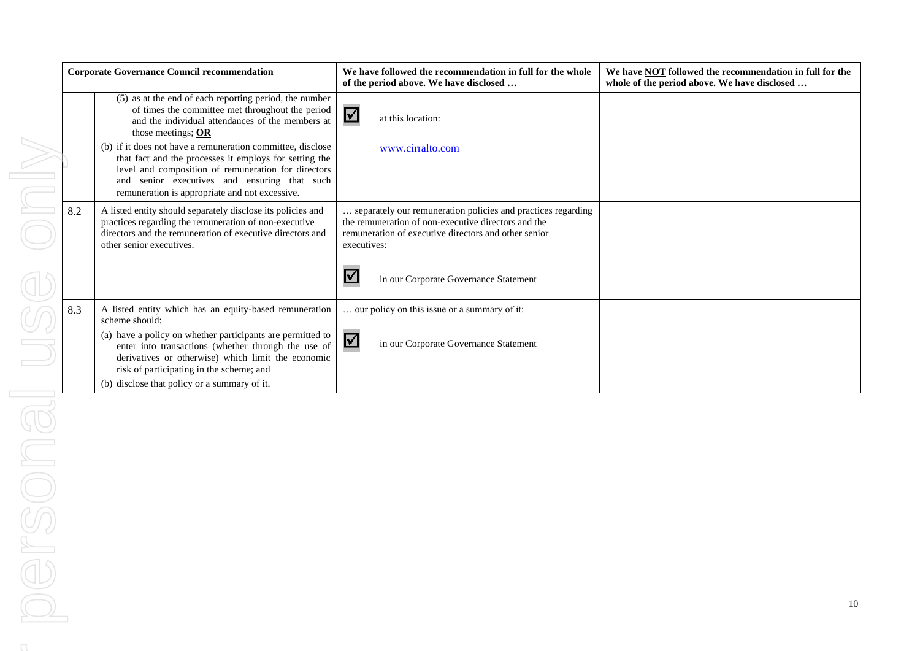| | Corporate Governance Council recommendation | We have followed the recommendation in full for the whole of the period above. We have disclosed … | We have NOT followed the recommendation in full for the whole of the period above. We have disclosed … |
|---|---|---|---|
| | (5) as at the end of each reporting period, the number of times the committee met throughout the period and the individual attendances of the members at those meetings; **OR**<br>(b) if it does not have a remuneration committee, disclose that fact and the processes it employs for setting the level and composition of remuneration for directors and senior executives and ensuring that such remuneration is appropriate and not excessive. | ☑ at this location:<br>[www.cirralto.com](www.cirralto.com) | |
| 8.2 | A listed entity should separately disclose its policies and practices regarding the remuneration of non-executive directors and the remuneration of executive directors and other senior executives. | … separately our remuneration policies and practices regarding the remuneration of non-executive directors and the remuneration of executive directors and other senior executives:<br>☑ in our Corporate Governance Statement | |
| 8.3 | A listed entity which has an equity-based remuneration scheme should:<br>(a) have a policy on whether participants are permitted to enter into transactions (whether through the use of derivatives or otherwise) which limit the economic risk of participating in the scheme; and<br>(b) disclose that policy or a summary of it. | … our policy on this issue or a summary of it:<br>☑ in our Corporate Governance Statement | |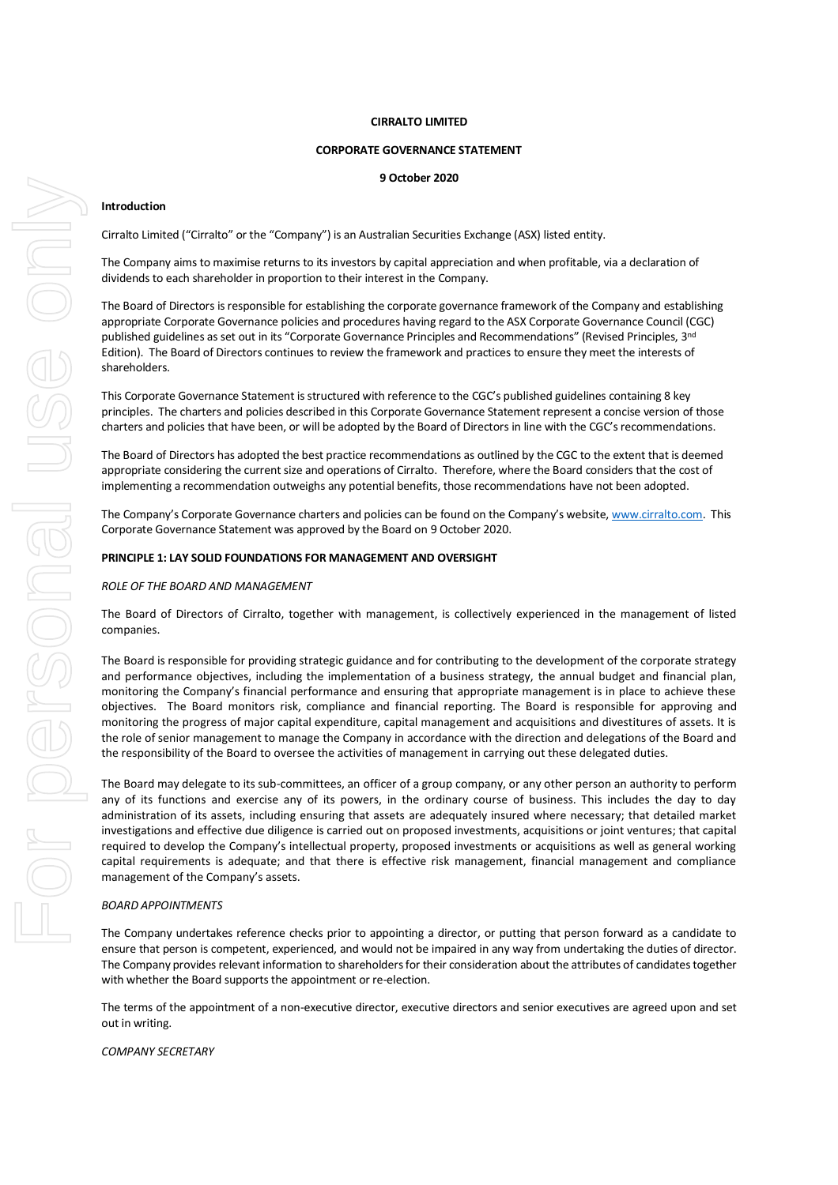**CIRRALTO LIMITED**

**CORPORATE GOVERNANCE STATEMENT**

**9 October 2020**

**Introduction**

Cirralto Limited ("Cirralto" or the "Company") is an Australian Securities Exchange (ASX) listed entity.

The Company aims to maximise returns to its investors by capital appreciation and when profitable, via a declaration of dividends to each shareholder in proportion to their interest in the Company.

The Board of Directors is responsible for establishing the corporate governance framework of the Company and establishing appropriate Corporate Governance policies and procedures having regard to the ASX Corporate Governance Council (CGC) published guidelines as set out in its "Corporate Governance Principles and Recommendations" (Revised Principles, 3rd Edition). The Board of Directors continues to review the framework and practices to ensure they meet the interests of shareholders.

This Corporate Governance Statement is structured with reference to the CGC's published guidelines containing 8 key principles. The charters and policies described in this Corporate Governance Statement represent a concise version of those charters and policies that have been, or will be adopted by the Board of Directors in line with the CGC's recommendations.

The Board of Directors has adopted the best practice recommendations as outlined by the CGC to the extent that is deemed appropriate considering the current size and operations of Cirralto. Therefore, where the Board considers that the cost of implementing a recommendation outweighs any potential benefits, those recommendations have not been adopted.

The Company's Corporate Governance charters and policies can be found on the Company's website, [www.cirralto.com](www.cirralto.com). This Corporate Governance Statement was approved by the Board on 9 October 2020.

**PRINCIPLE 1: LAY SOLID FOUNDATIONS FOR MANAGEMENT AND OVERSIGHT**

*ROLE OF THE BOARD AND MANAGEMENT*

The Board of Directors of Cirralto, together with management, is collectively experienced in the management of listed companies.

The Board is responsible for providing strategic guidance and for contributing to the development of the corporate strategy and performance objectives, including the implementation of a business strategy, the annual budget and financial plan, monitoring the Company's financial performance and ensuring that appropriate management is in place to achieve these objectives. The Board monitors risk, compliance and financial reporting. The Board is responsible for approving and monitoring the progress of major capital expenditure, capital management and acquisitions and divestitures of assets. It is the role of senior management to manage the Company in accordance with the direction and delegations of the Board and the responsibility of the Board to oversee the activities of management in carrying out these delegated duties.

The Board may delegate to its sub-committees, an officer of a group company, or any other person an authority to perform any of its functions and exercise any of its powers, in the ordinary course of business. This includes the day to day administration of its assets, including ensuring that assets are adequately insured where necessary; that detailed market investigations and effective due diligence is carried out on proposed investments, acquisitions or joint ventures; that capital required to develop the Company's intellectual property, proposed investments or acquisitions as well as general working capital requirements is adequate; and that there is effective risk management, financial management and compliance management of the Company's assets.

*BOARD APPOINTMENTS*

The Company undertakes reference checks prior to appointing a director, or putting that person forward as a candidate to ensure that person is competent, experienced, and would not be impaired in any way from undertaking the duties of director. The Company provides relevant information to shareholders for their consideration about the attributes of candidates together with whether the Board supports the appointment or re-election.

The terms of the appointment of a non-executive director, executive directors and senior executives are agreed upon and set out in writing.

*COMPANY SECRETARY*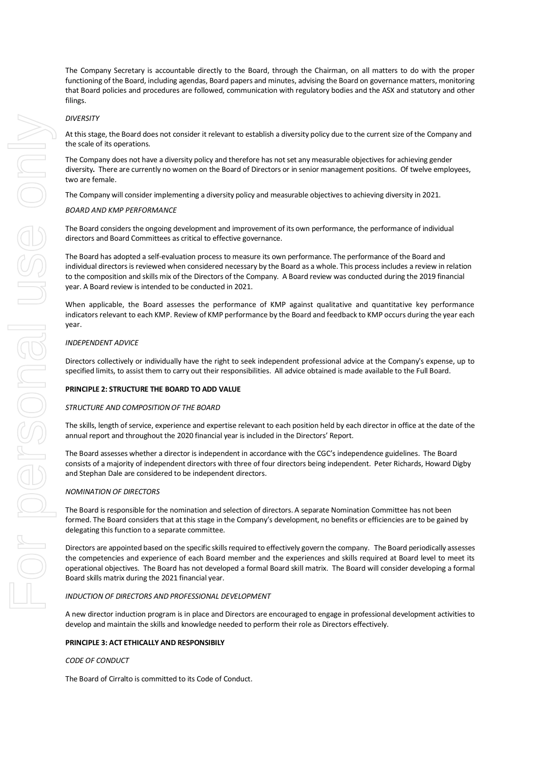The Company Secretary is accountable directly to the Board, through the Chairman, on all matters to do with the proper functioning of the Board, including agendas, Board papers and minutes, advising the Board on governance matters, monitoring that Board policies and procedures are followed, communication with regulatory bodies and the ASX and statutory and other filings.

*DIVERSITY*

At this stage, the Board does not consider it relevant to establish a diversity policy due to the current size of the Company and the scale of its operations.

The Company does not have a diversity policy and therefore has not set any measurable objectives for achieving gender diversity**.** There are currently no women on the Board of Directors or in senior management positions. Of twelve employees, two are female.

The Company will consider implementing a diversity policy and measurable objectives to achieving diversity in 2021.

*BOARD AND KMP PERFORMANCE*

The Board considers the ongoing development and improvement of its own performance, the performance of individual directors and Board Committees as critical to effective governance.

The Board has adopted a self-evaluation process to measure its own performance. The performance of the Board and individual directors is reviewed when considered necessary by the Board as a whole. This process includes a review in relation to the composition and skills mix of the Directors of the Company. A Board review was conducted during the 2019 financial year. A Board review is intended to be conducted in 2021.

When applicable, the Board assesses the performance of KMP against qualitative and quantitative key performance indicators relevant to each KMP. Review of KMP performance by the Board and feedback to KMP occurs during the year each year.

*INDEPENDENT ADVICE*

Directors collectively or individually have the right to seek independent professional advice at the Company's expense, up to specified limits, to assist them to carry out their responsibilities. All advice obtained is made available to the Full Board.

**PRINCIPLE 2: STRUCTURE THE BOARD TO ADD VALUE**

*STRUCTURE AND COMPOSITION OF THE BOARD*

The skills, length of service, experience and expertise relevant to each position held by each director in office at the date of the annual report and throughout the 2020 financial year is included in the Directors' Report.

The Board assesses whether a director is independent in accordance with the CGC's independence guidelines. The Board consists of a majority of independent directors with three of four directors being independent. Peter Richards, Howard Digby and Stephan Dale are considered to be independent directors.

*NOMINATION OF DIRECTORS*

The Board is responsible for the nomination and selection of directors. A separate Nomination Committee has not been formed. The Board considers that at this stage in the Company's development, no benefits or efficiencies are to be gained by delegating this function to a separate committee.

Directors are appointed based on the specific skills required to effectively govern the company. The Board periodically assesses the competencies and experience of each Board member and the experiences and skills required at Board level to meet its operational objectives. The Board has not developed a formal Board skill matrix. The Board will consider developing a formal Board skills matrix during the 2021 financial year.

*INDUCTION OF DIRECTORS AND PROFESSIONAL DEVELOPMENT*

A new director induction program is in place and Directors are encouraged to engage in professional development activities to develop and maintain the skills and knowledge needed to perform their role as Directors effectively.

**PRINCIPLE 3: ACT ETHICALLY AND RESPONSIBILY**

*CODE OF CONDUCT*

The Board of Cirralto is committed to its Code of Conduct.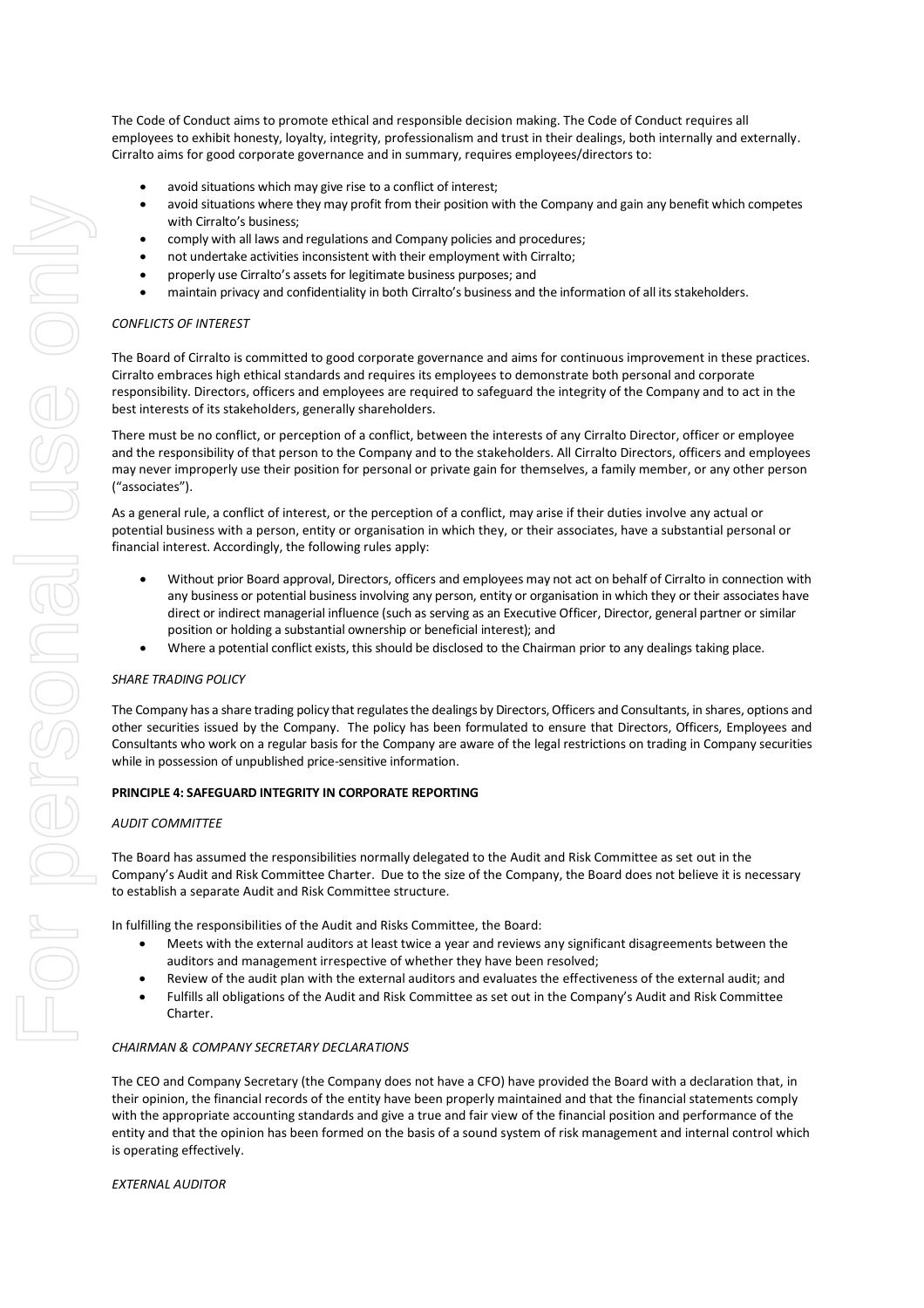The Code of Conduct aims to promote ethical and responsible decision making. The Code of Conduct requires all employees to exhibit honesty, loyalty, integrity, professionalism and trust in their dealings, both internally and externally. Cirralto aims for good corporate governance and in summary, requires employees/directors to:

- avoid situations which may give rise to a conflict of interest;
- avoid situations where they may profit from their position with the Company and gain any benefit which competes with Cirralto's business;
- comply with all laws and regulations and Company policies and procedures;
- not undertake activities inconsistent with their employment with Cirralto;
- properly use Cirralto's assets for legitimate business purposes; and
- maintain privacy and confidentiality in both Cirralto's business and the information of all its stakeholders.

*CONFLICTS OF INTEREST*

The Board of Cirralto is committed to good corporate governance and aims for continuous improvement in these practices. Cirralto embraces high ethical standards and requires its employees to demonstrate both personal and corporate responsibility. Directors, officers and employees are required to safeguard the integrity of the Company and to act in the best interests of its stakeholders, generally shareholders.

There must be no conflict, or perception of a conflict, between the interests of any Cirralto Director, officer or employee and the responsibility of that person to the Company and to the stakeholders. All Cirralto Directors, officers and employees may never improperly use their position for personal or private gain for themselves, a family member, or any other person ("associates").

As a general rule, a conflict of interest, or the perception of a conflict, may arise if their duties involve any actual or potential business with a person, entity or organisation in which they, or their associates, have a substantial personal or financial interest. Accordingly, the following rules apply:

- Without prior Board approval, Directors, officers and employees may not act on behalf of Cirralto in connection with any business or potential business involving any person, entity or organisation in which they or their associates have direct or indirect managerial influence (such as serving as an Executive Officer, Director, general partner or similar position or holding a substantial ownership or beneficial interest); and
- Where a potential conflict exists, this should be disclosed to the Chairman prior to any dealings taking place.

*SHARE TRADING POLICY*

The Company has a share trading policy that regulates the dealings by Directors, Officers and Consultants, in shares, options and other securities issued by the Company. The policy has been formulated to ensure that Directors, Officers, Employees and Consultants who work on a regular basis for the Company are aware of the legal restrictions on trading in Company securities while in possession of unpublished price-sensitive information.

**PRINCIPLE 4: SAFEGUARD INTEGRITY IN CORPORATE REPORTING**

*AUDIT COMMITTEE*

The Board has assumed the responsibilities normally delegated to the Audit and Risk Committee as set out in the Company's Audit and Risk Committee Charter. Due to the size of the Company, the Board does not believe it is necessary to establish a separate Audit and Risk Committee structure.

In fulfilling the responsibilities of the Audit and Risks Committee, the Board:

- Meets with the external auditors at least twice a year and reviews any significant disagreements between the auditors and management irrespective of whether they have been resolved;
- Review of the audit plan with the external auditors and evaluates the effectiveness of the external audit; and
- Fulfills all obligations of the Audit and Risk Committee as set out in the Company's Audit and Risk Committee Charter.

*CHAIRMAN & COMPANY SECRETARY DECLARATIONS*

The CEO and Company Secretary (the Company does not have a CFO) have provided the Board with a declaration that, in their opinion, the financial records of the entity have been properly maintained and that the financial statements comply with the appropriate accounting standards and give a true and fair view of the financial position and performance of the entity and that the opinion has been formed on the basis of a sound system of risk management and internal control which is operating effectively.

*EXTERNAL AUDITOR*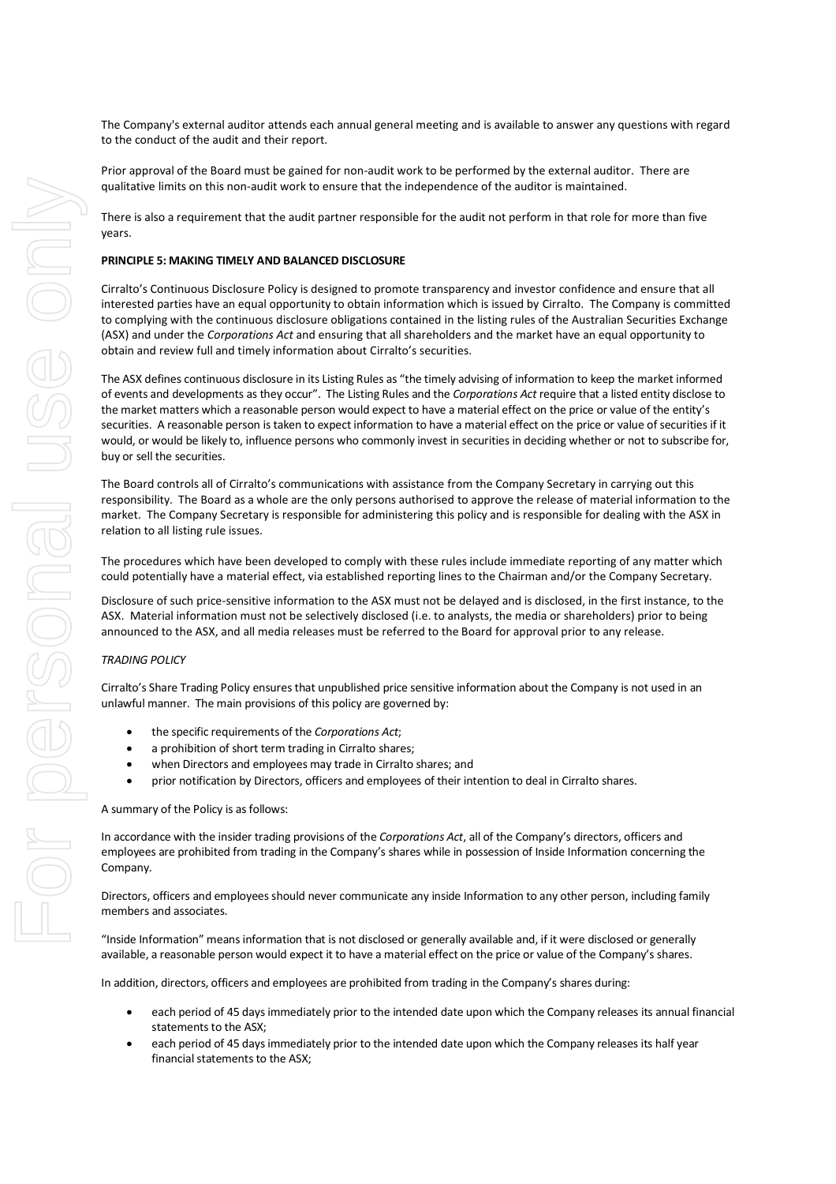The Company's external auditor attends each annual general meeting and is available to answer any questions with regard to the conduct of the audit and their report.

Prior approval of the Board must be gained for non-audit work to be performed by the external auditor. There are qualitative limits on this non-audit work to ensure that the independence of the auditor is maintained.

There is also a requirement that the audit partner responsible for the audit not perform in that role for more than five years.

**PRINCIPLE 5: MAKING TIMELY AND BALANCED DISCLOSURE**

Cirralto's Continuous Disclosure Policy is designed to promote transparency and investor confidence and ensure that all interested parties have an equal opportunity to obtain information which is issued by Cirralto. The Company is committed to complying with the continuous disclosure obligations contained in the listing rules of the Australian Securities Exchange (ASX) and under the *Corporations Act* and ensuring that all shareholders and the market have an equal opportunity to obtain and review full and timely information about Cirralto's securities.

The ASX defines continuous disclosure in its Listing Rules as "the timely advising of information to keep the market informed of events and developments as they occur". The Listing Rules and the *Corporations Act* require that a listed entity disclose to the market matters which a reasonable person would expect to have a material effect on the price or value of the entity's securities. A reasonable person is taken to expect information to have a material effect on the price or value of securities if it would, or would be likely to, influence persons who commonly invest in securities in deciding whether or not to subscribe for, buy or sell the securities.

The Board controls all of Cirralto's communications with assistance from the Company Secretary in carrying out this responsibility. The Board as a whole are the only persons authorised to approve the release of material information to the market. The Company Secretary is responsible for administering this policy and is responsible for dealing with the ASX in relation to all listing rule issues.

The procedures which have been developed to comply with these rules include immediate reporting of any matter which could potentially have a material effect, via established reporting lines to the Chairman and/or the Company Secretary.

Disclosure of such price-sensitive information to the ASX must not be delayed and is disclosed, in the first instance, to the ASX. Material information must not be selectively disclosed (i.e. to analysts, the media or shareholders) prior to being announced to the ASX, and all media releases must be referred to the Board for approval prior to any release.

*TRADING POLICY*

Cirralto's Share Trading Policy ensures that unpublished price sensitive information about the Company is not used in an unlawful manner. The main provisions of this policy are governed by:

- the specific requirements of the *Corporations Act*;
- a prohibition of short term trading in Cirralto shares;
- when Directors and employees may trade in Cirralto shares; and
- prior notification by Directors, officers and employees of their intention to deal in Cirralto shares.

A summary of the Policy is as follows:

In accordance with the insider trading provisions of the *Corporations Act*, all of the Company's directors, officers and employees are prohibited from trading in the Company's shares while in possession of Inside Information concerning the Company.

Directors, officers and employees should never communicate any inside Information to any other person, including family members and associates.

"Inside Information" means information that is not disclosed or generally available and, if it were disclosed or generally available, a reasonable person would expect it to have a material effect on the price or value of the Company's shares.

In addition, directors, officers and employees are prohibited from trading in the Company's shares during:

- each period of 45 days immediately prior to the intended date upon which the Company releases its annual financial statements to the ASX;
- each period of 45 days immediately prior to the intended date upon which the Company releases its half year financial statements to the ASX;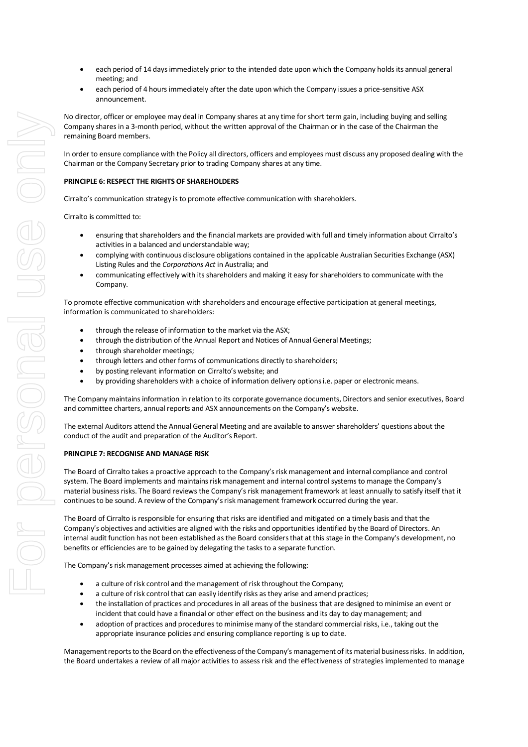- each period of 14 days immediately prior to the intended date upon which the Company holds its annual general meeting; and
- each period of 4 hours immediately after the date upon which the Company issues a price-sensitive ASX announcement.

No director, officer or employee may deal in Company shares at any time for short term gain, including buying and selling Company shares in a 3-month period, without the written approval of the Chairman or in the case of the Chairman the remaining Board members.

In order to ensure compliance with the Policy all directors, officers and employees must discuss any proposed dealing with the Chairman or the Company Secretary prior to trading Company shares at any time.

**PRINCIPLE 6: RESPECT THE RIGHTS OF SHAREHOLDERS**

Cirralto's communication strategy is to promote effective communication with shareholders.

Cirralto is committed to:

- ensuring that shareholders and the financial markets are provided with full and timely information about Cirralto's activities in a balanced and understandable way;
- complying with continuous disclosure obligations contained in the applicable Australian Securities Exchange (ASX) Listing Rules and the *Corporations Act* in Australia; and
- communicating effectively with its shareholders and making it easy for shareholders to communicate with the Company.

To promote effective communication with shareholders and encourage effective participation at general meetings, information is communicated to shareholders:

- through the release of information to the market via the ASX;
- through the distribution of the Annual Report and Notices of Annual General Meetings;
- through shareholder meetings;
- through letters and other forms of communications directly to shareholders;
- by posting relevant information on Cirralto's website; and
- by providing shareholders with a choice of information delivery options i.e. paper or electronic means.

The Company maintains information in relation to its corporate governance documents, Directors and senior executives, Board and committee charters, annual reports and ASX announcements on the Company's website.

The external Auditors attend the Annual General Meeting and are available to answer shareholders' questions about the conduct of the audit and preparation of the Auditor's Report.

**PRINCIPLE 7: RECOGNISE AND MANAGE RISK**

The Board of Cirralto takes a proactive approach to the Company's risk management and internal compliance and control system. The Board implements and maintains risk management and internal control systems to manage the Company's material business risks. The Board reviews the Company's risk management framework at least annually to satisfy itself that it continues to be sound. A review of the Company's risk management framework occurred during the year.

The Board of Cirralto is responsible for ensuring that risks are identified and mitigated on a timely basis and that the Company's objectives and activities are aligned with the risks and opportunities identified by the Board of Directors. An internal audit function has not been established as the Board considers that at this stage in the Company's development, no benefits or efficiencies are to be gained by delegating the tasks to a separate function.

The Company's risk management processes aimed at achieving the following:

- a culture of risk control and the management of risk throughout the Company;
- a culture of risk control that can easily identify risks as they arise and amend practices;
- the installation of practices and procedures in all areas of the business that are designed to minimise an event or incident that could have a financial or other effect on the business and its day to day management; and
- adoption of practices and procedures to minimise many of the standard commercial risks, i.e., taking out the appropriate insurance policies and ensuring compliance reporting is up to date.

Management reports to the Board on the effectiveness of the Company's management of its material business risks. In addition, the Board undertakes a review of all major activities to assess risk and the effectiveness of strategies implemented to manage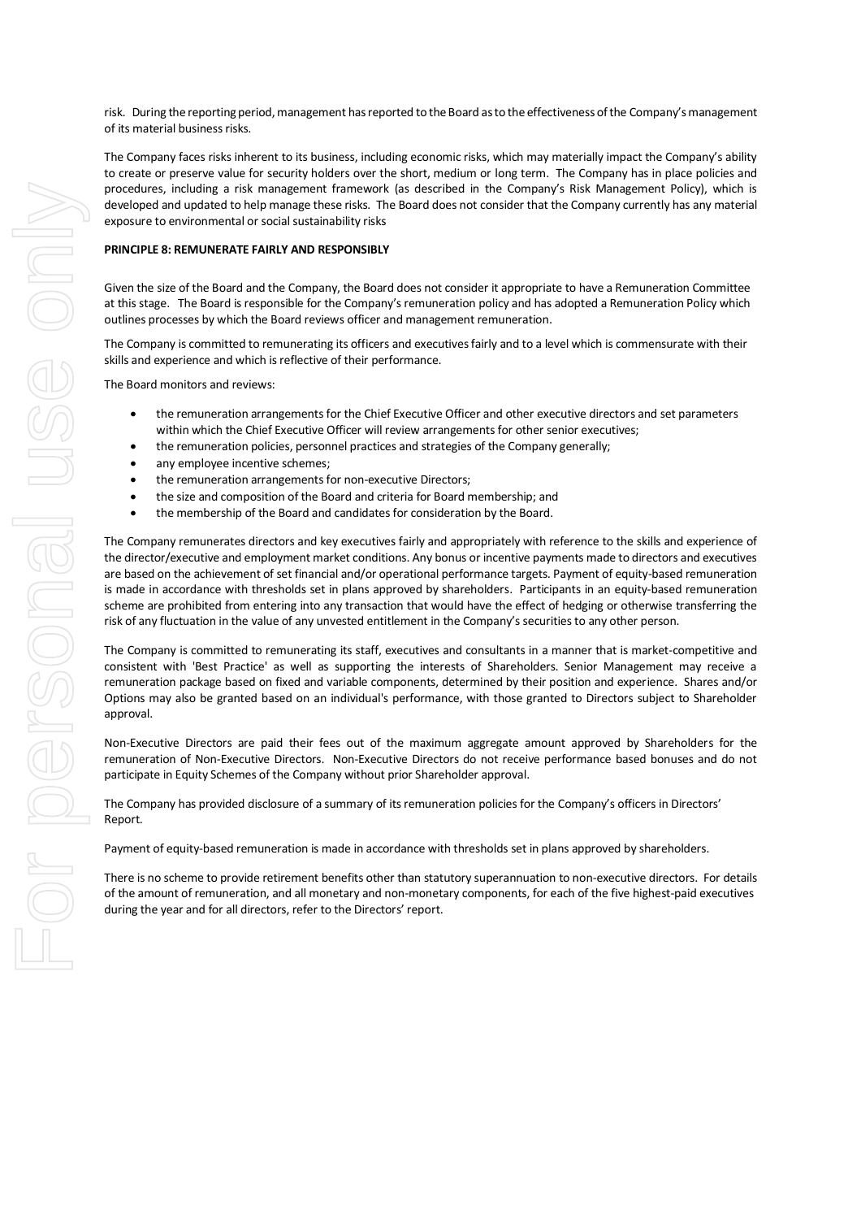risk. During the reporting period, management has reported to the Board as to the effectiveness of the Company's management of its material business risks.

The Company faces risks inherent to its business, including economic risks, which may materially impact the Company's ability to create or preserve value for security holders over the short, medium or long term. The Company has in place policies and procedures, including a risk management framework (as described in the Company's Risk Management Policy), which is developed and updated to help manage these risks. The Board does not consider that the Company currently has any material exposure to environmental or social sustainability risks

**PRINCIPLE 8: REMUNERATE FAIRLY AND RESPONSIBLY**

Given the size of the Board and the Company, the Board does not consider it appropriate to have a Remuneration Committee at this stage. The Board is responsible for the Company's remuneration policy and has adopted a Remuneration Policy which outlines processes by which the Board reviews officer and management remuneration.

The Company is committed to remunerating its officers and executives fairly and to a level which is commensurate with their skills and experience and which is reflective of their performance.

The Board monitors and reviews:

- the remuneration arrangements for the Chief Executive Officer and other executive directors and set parameters within which the Chief Executive Officer will review arrangements for other senior executives;
- the remuneration policies, personnel practices and strategies of the Company generally;
- any employee incentive schemes;
- the remuneration arrangements for non-executive Directors;
- the size and composition of the Board and criteria for Board membership; and
- the membership of the Board and candidates for consideration by the Board.

The Company remunerates directors and key executives fairly and appropriately with reference to the skills and experience of the director/executive and employment market conditions. Any bonus or incentive payments made to directors and executives are based on the achievement of set financial and/or operational performance targets. Payment of equity-based remuneration is made in accordance with thresholds set in plans approved by shareholders. Participants in an equity-based remuneration scheme are prohibited from entering into any transaction that would have the effect of hedging or otherwise transferring the risk of any fluctuation in the value of any unvested entitlement in the Company's securities to any other person.

The Company is committed to remunerating its staff, executives and consultants in a manner that is market-competitive and consistent with 'Best Practice' as well as supporting the interests of Shareholders. Senior Management may receive a remuneration package based on fixed and variable components, determined by their position and experience. Shares and/or Options may also be granted based on an individual's performance, with those granted to Directors subject to Shareholder approval.

Non-Executive Directors are paid their fees out of the maximum aggregate amount approved by Shareholders for the remuneration of Non-Executive Directors. Non-Executive Directors do not receive performance based bonuses and do not participate in Equity Schemes of the Company without prior Shareholder approval.

The Company has provided disclosure of a summary of its remuneration policies for the Company's officers in Directors' Report.

Payment of equity-based remuneration is made in accordance with thresholds set in plans approved by shareholders.

There is no scheme to provide retirement benefits other than statutory superannuation to non-executive directors. For details of the amount of remuneration, and all monetary and non-monetary components, for each of the five highest-paid executives during the year and for all directors, refer to the Directors' report.